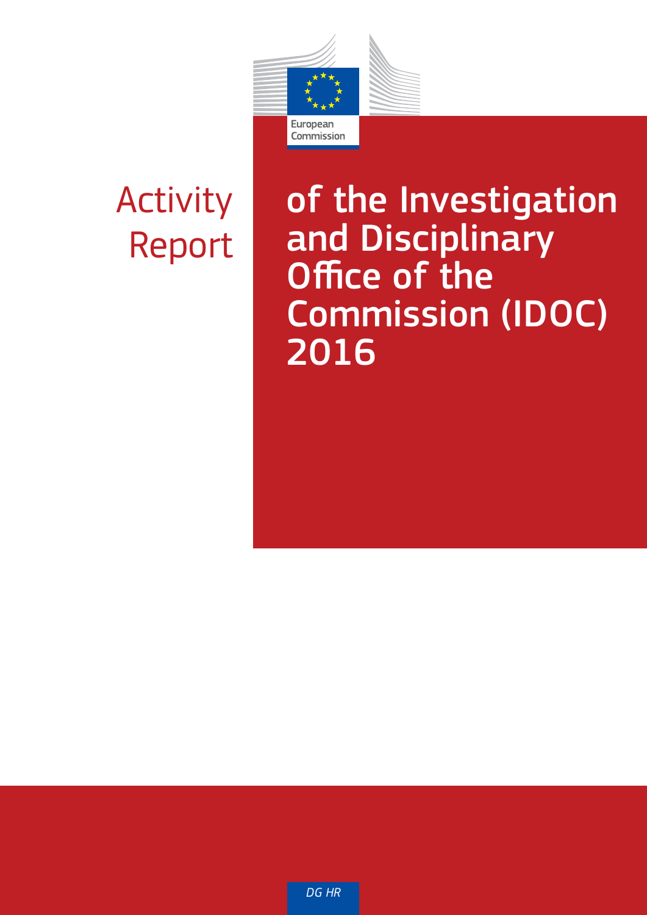European Commission

# Activity Report of the Investigation and Disciplinary Office of the Commission (IDOC) 2016

*DG HR*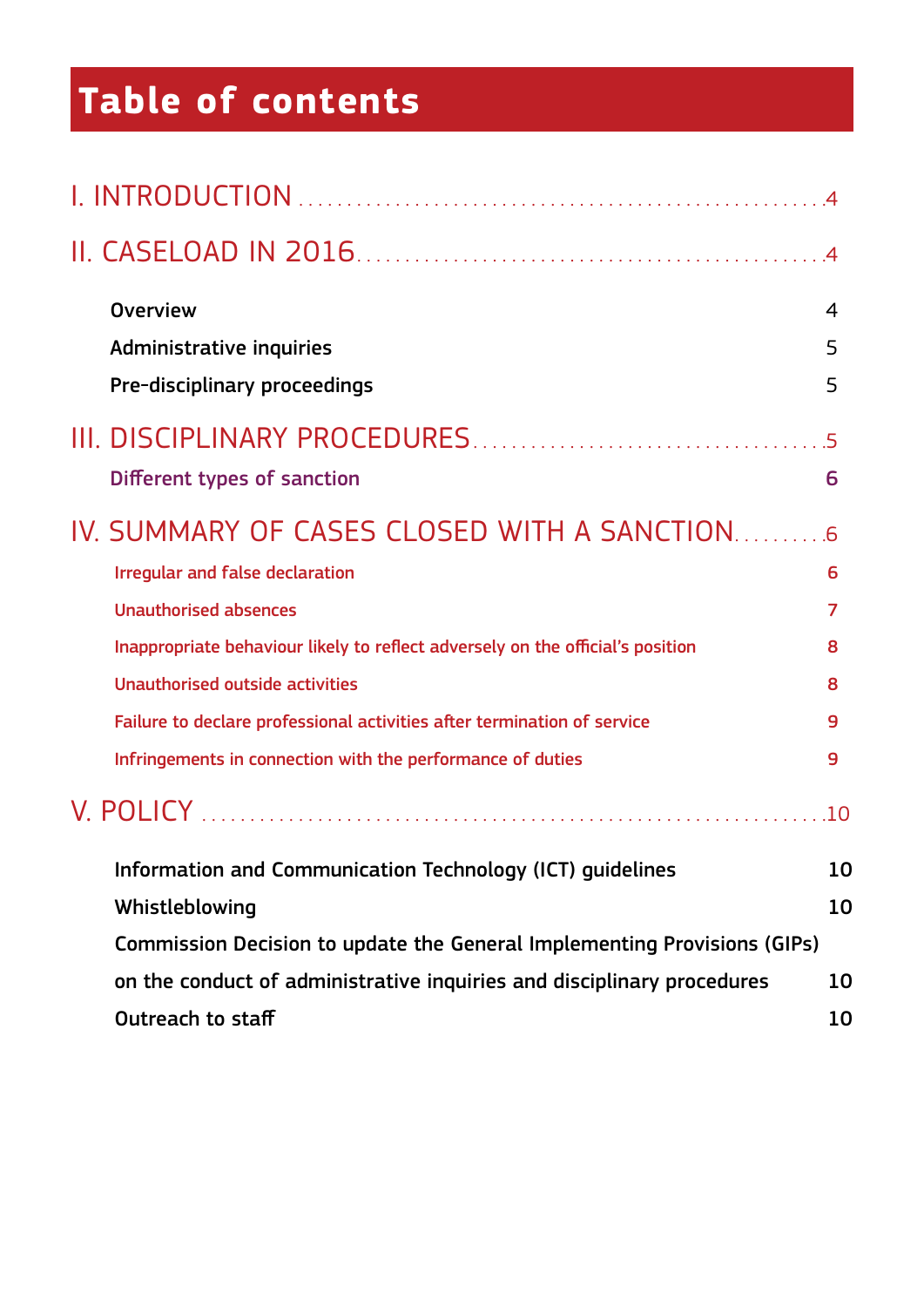# Table of contents

I. INTRODUCTION ........................................................ 4

II. CASELOAD IN 2016 ................................................ 4

- Overview 4
- Administrative inquiries 5
- Pre-disciplinary proceedings 5

III. DISCIPLINARY PROCEDURES .................................... 5

- Different types of sanction 6

IV. SUMMARY OF CASES CLOSED WITH A SANCTION .......... 6

- Irregular and false declaration 6
- Unauthorised absences 7
- Inappropriate behaviour likely to reflect adversely on the official's position 8
- Unauthorised outside activities 8
- Failure to declare professional activities after termination of service 9
- Infringements in connection with the performance of duties 9

V. POLICY ................................................................... 10

- Information and Communication Technology (ICT) guidelines 10
- Whistleblowing 10
- Commission Decision to update the General Implementing Provisions (GIPs) on the conduct of administrative inquiries and disciplinary procedures 10
- Outreach to staff 10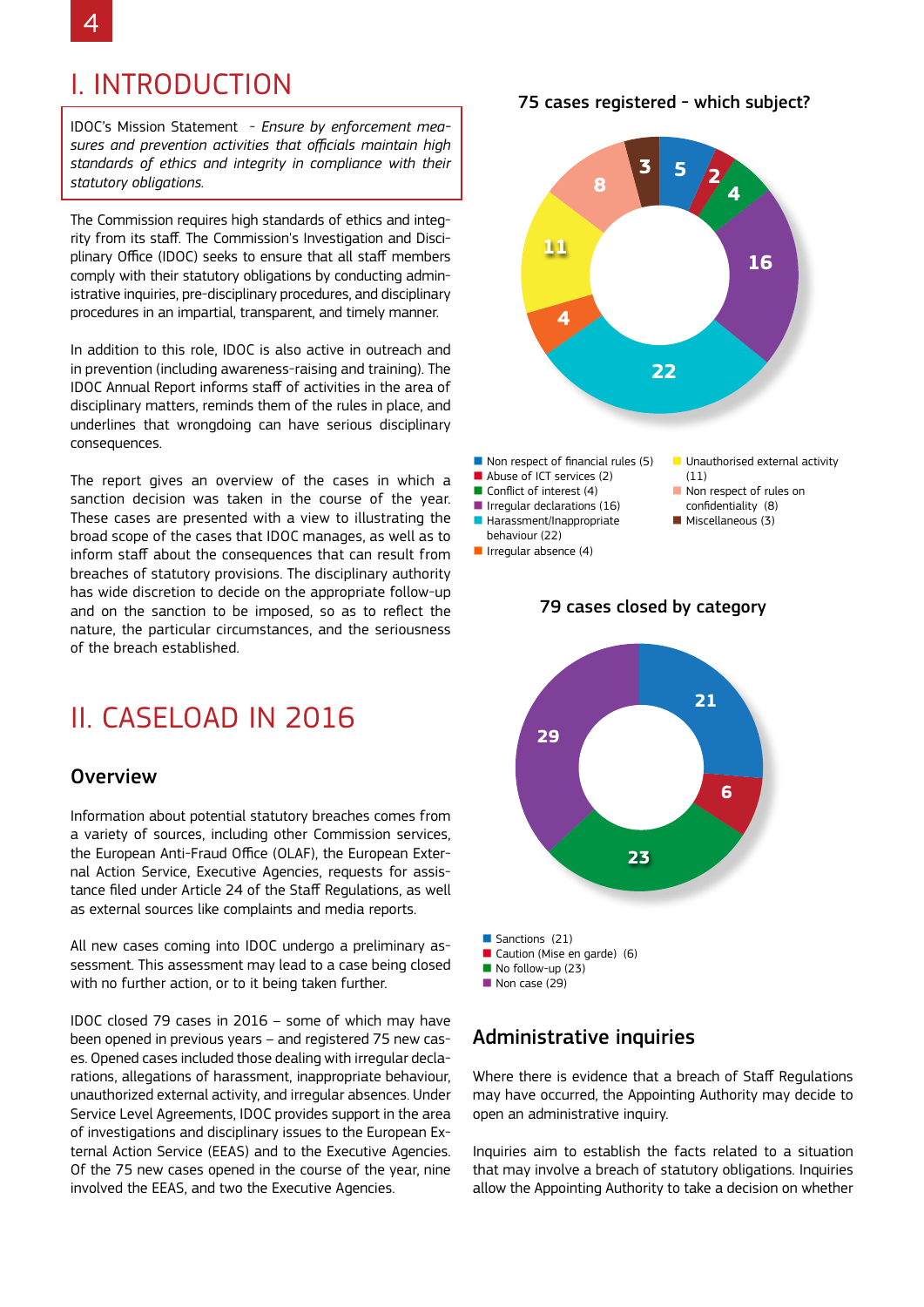# I. INTRODUCTION

IDOC's Mission Statement - *Ensure by enforcement measures and prevention activities that officials maintain high standards of ethics and integrity in compliance with their statutory obligations.*

The Commission requires high standards of ethics and integrity from its staff. The Commission's Investigation and Disciplinary Office (IDOC) seeks to ensure that all staff members comply with their statutory obligations by conducting administrative inquiries, pre-disciplinary procedures, and disciplinary procedures in an impartial, transparent, and timely manner.

In addition to this role, IDOC is also active in outreach and in prevention (including awareness-raising and training). The IDOC Annual Report informs staff of activities in the area of disciplinary matters, reminds them of the rules in place, and underlines that wrongdoing can have serious disciplinary consequences.

The report gives an overview of the cases in which a sanction decision was taken in the course of the year. These cases are presented with a view to illustrating the broad scope of the cases that IDOC manages, as well as to inform staff about the consequences that can result from breaches of statutory provisions. The disciplinary authority has wide discretion to decide on the appropriate follow-up and on the sanction to be imposed, so as to reflect the nature, the particular circumstances, and the seriousness of the breach established.

# II. CASELOAD IN 2016

## Overview

Information about potential statutory breaches comes from a variety of sources, including other Commission services, the European Anti-Fraud Office (OLAF), the European External Action Service, Executive Agencies, requests for assistance filed under Article 24 of the Staff Regulations, as well as external sources like complaints and media reports.

All new cases coming into IDOC undergo a preliminary assessment. This assessment may lead to a case being closed with no further action, or to it being taken further.

IDOC closed 79 cases in 2016 – some of which may have been opened in previous years – and registered 75 new cases. Opened cases included those dealing with irregular declarations, allegations of harassment, inappropriate behaviour, unauthorized external activity, and irregular absences. Under Service Level Agreements, IDOC provides support in the area of investigations and disciplinary issues to the European External Action Service (EEAS) and to the Executive Agencies. Of the 75 new cases opened in the course of the year, nine involved the EEAS, and two the Executive Agencies.

**75 cases registered - which subject?**

- Non respect of financial rules (5)
- Abuse of ICT services (2)
- Conflict of interest (4)
- Irregular declarations (16)
- Harassment/Inappropriate behaviour (22)
- Irregular absence (4)
- Unauthorised external activity (11)
- Non respect of rules on confidentiality (8)
- Miscellaneous (3)

**79 cases closed by category**

- Sanctions (21)
- Caution (Mise en garde) (6)
- No follow-up (23)
- Non case (29)

## Administrative inquiries

Where there is evidence that a breach of Staff Regulations may have occurred, the Appointing Authority may decide to open an administrative inquiry.

Inquiries aim to establish the facts related to a situation that may involve a breach of statutory obligations. Inquiries allow the Appointing Authority to take a decision on whether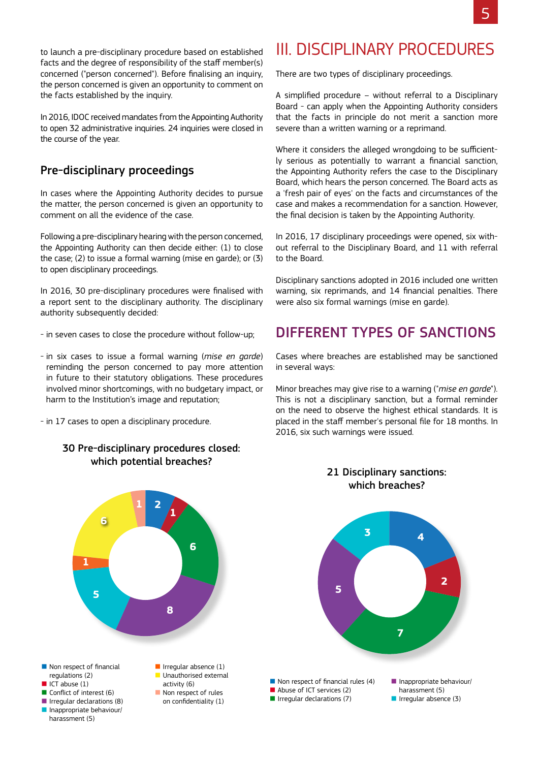to launch a pre-disciplinary procedure based on established facts and the degree of responsibility of the staff member(s) concerned ("person concerned"). Before finalising an inquiry, the person concerned is given an opportunity to comment on the facts established by the inquiry.

In 2016, IDOC received mandates from the Appointing Authority to open 32 administrative inquiries. 24 inquiries were closed in the course of the year.

## Pre-disciplinary proceedings

In cases where the Appointing Authority decides to pursue the matter, the person concerned is given an opportunity to comment on all the evidence of the case.

Following a pre-disciplinary hearing with the person concerned, the Appointing Authority can then decide either: (1) to close the case; (2) to issue a formal warning (mise en garde); or (3) to open disciplinary proceedings.

In 2016, 30 pre-disciplinary procedures were finalised with a report sent to the disciplinary authority. The disciplinary authority subsequently decided:

- in seven cases to close the procedure without follow-up;
- in six cases to issue a formal warning (*mise en garde*) reminding the person concerned to pay more attention in future to their statutory obligations. These procedures involved minor shortcomings, with no budgetary impact, or harm to the Institution's image and reputation;
- in 17 cases to open a disciplinary procedure.

**30 Pre-disciplinary procedures closed: which potential breaches?**

- Non respect of financial regulations (2)
- ICT abuse (1)
- Conflict of interest (6)
- Irregular declarations (8)
- Inappropriate behaviour/ harassment (5)
- Irregular absence (1)
- Unauthorised external activity (6)
- Non respect of rules on confidentiality (1)

# III. DISCIPLINARY PROCEDURES

There are two types of disciplinary proceedings.

A simplified procedure – without referral to a Disciplinary Board - can apply when the Appointing Authority considers that the facts in principle do not merit a sanction more severe than a written warning or a reprimand.

Where it considers the alleged wrongdoing to be sufficiently serious as potentially to warrant a financial sanction, the Appointing Authority refers the case to the Disciplinary Board, which hears the person concerned. The Board acts as a 'fresh pair of eyes' on the facts and circumstances of the case and makes a recommendation for a sanction. However, the final decision is taken by the Appointing Authority.

In 2016, 17 disciplinary proceedings were opened, six without referral to the Disciplinary Board, and 11 with referral to the Board.

Disciplinary sanctions adopted in 2016 included one written warning, six reprimands, and 14 financial penalties. There were also six formal warnings (mise en garde).

## DIFFERENT TYPES OF SANCTIONS

Cases where breaches are established may be sanctioned in several ways:

Minor breaches may give rise to a warning ("*mise en garde*"). This is not a disciplinary sanction, but a formal reminder on the need to observe the highest ethical standards. It is placed in the staff member's personal file for 18 months. In 2016, six such warnings were issued.

**21 Disciplinary sanctions: which breaches?**

- Non respect of financial rules (4)
- Abuse of ICT services (2)
- Irregular declarations (7)
- Inappropriate behaviour/ harassment (5)
- Irregular absence (3)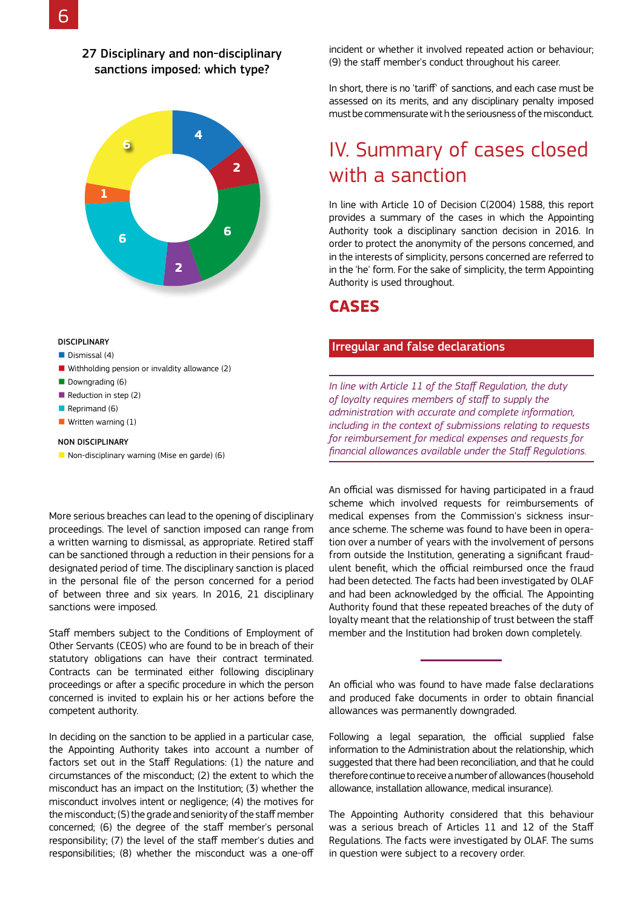### 27 Disciplinary and non-disciplinary sanctions imposed: which type?

DISCIPLINARY

- Dismissal (4)
- Withholding pension or invaldity allowance (2)
- Downgrading (6)
- Reduction in step (2)
- Reprimand (6)
- Written warning (1)

NON DISCIPLINARY

- Non-disciplinary warning (Mise en garde) (6)

More serious breaches can lead to the opening of disciplinary proceedings. The level of sanction imposed can range from a written warning to dismissal, as appropriate. Retired staff can be sanctioned through a reduction in their pensions for a designated period of time. The disciplinary sanction is placed in the personal file of the person concerned for a period of between three and six years. In 2016, 21 disciplinary sanctions were imposed.

Staff members subject to the Conditions of Employment of Other Servants (CEOS) who are found to be in breach of their statutory obligations can have their contract terminated. Contracts can be terminated either following disciplinary proceedings or after a specific procedure in which the person concerned is invited to explain his or her actions before the competent authority.

In deciding on the sanction to be applied in a particular case, the Appointing Authority takes into account a number of factors set out in the Staff Regulations: (1) the nature and circumstances of the misconduct; (2) the extent to which the misconduct has an impact on the Institution; (3) whether the misconduct involves intent or negligence; (4) the motives for the misconduct; (5) the grade and seniority of the staff member concerned; (6) the degree of the staff member's personal responsibility; (7) the level of the staff member's duties and responsibilities; (8) whether the misconduct was a one-off incident or whether it involved repeated action or behaviour; (9) the staff member's conduct throughout his career.

In short, there is no 'tariff' of sanctions, and each case must be assessed on its merits, and any disciplinary penalty imposed must be commensurate with the seriousness of the misconduct.

# IV. Summary of cases closed with a sanction

In line with Article 10 of Decision C(2004) 1588, this report provides a summary of the cases in which the Appointing Authority took a disciplinary sanction decision in 2016. In order to protect the anonymity of the persons concerned, and in the interests of simplicity, persons concerned are referred to in the 'he' form. For the sake of simplicity, the term Appointing Authority is used throughout.

## CASES

### Irregular and false declarations

*In line with Article 11 of the Staff Regulation, the duty of loyalty requires members of staff to supply the administration with accurate and complete information, including in the context of submissions relating to requests for reimbursement for medical expenses and requests for financial allowances available under the Staff Regulations.*

An official was dismissed for having participated in a fraud scheme which involved requests for reimbursements of medical expenses from the Commission's sickness insurance scheme. The scheme was found to have been in operation over a number of years with the involvement of persons from outside the Institution, generating a significant fraudulent benefit, which the official reimbursed once the fraud had been detected. The facts had been investigated by OLAF and had been acknowledged by the official. The Appointing Authority found that these repeated breaches of the duty of loyalty meant that the relationship of trust between the staff member and the Institution had broken down completely.

---

An official who was found to have made false declarations and produced fake documents in order to obtain financial allowances was permanently downgraded.

Following a legal separation, the official supplied false information to the Administration about the relationship, which suggested that there had been reconciliation, and that he could therefore continue to receive a number of allowances (household allowance, installation allowance, medical insurance).

The Appointing Authority considered that this behaviour was a serious breach of Articles 11 and 12 of the Staff Regulations. The facts were investigated by OLAF. The sums in question were subject to a recovery order.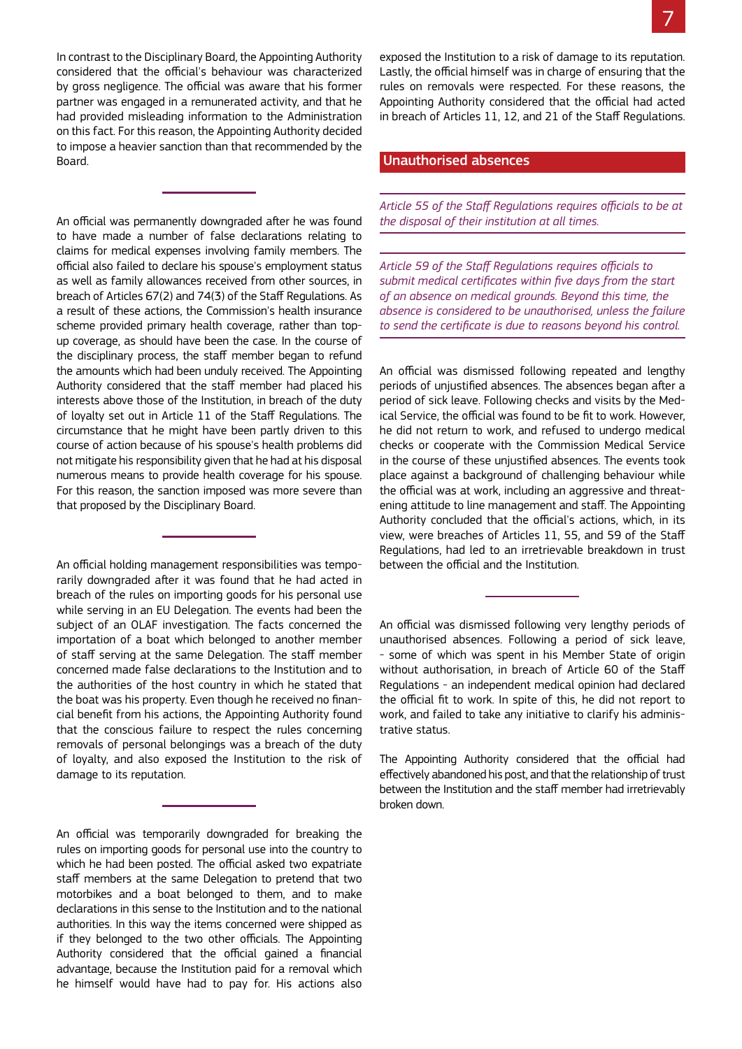In contrast to the Disciplinary Board, the Appointing Authority considered that the official's behaviour was characterized by gross negligence. The official was aware that his former partner was engaged in a remunerated activity, and that he had provided misleading information to the Administration on this fact. For this reason, the Appointing Authority decided to impose a heavier sanction than that recommended by the Board.

---

An official was permanently downgraded after he was found to have made a number of false declarations relating to claims for medical expenses involving family members. The official also failed to declare his spouse's employment status as well as family allowances received from other sources, in breach of Articles 67(2) and 74(3) of the Staff Regulations. As a result of these actions, the Commission's health insurance scheme provided primary health coverage, rather than top-up coverage, as should have been the case. In the course of the disciplinary process, the staff member began to refund the amounts which had been unduly received. The Appointing Authority considered that the staff member had placed his interests above those of the Institution, in breach of the duty of loyalty set out in Article 11 of the Staff Regulations. The circumstance that he might have been partly driven to this course of action because of his spouse's health problems did not mitigate his responsibility given that he had at his disposal numerous means to provide health coverage for his spouse. For this reason, the sanction imposed was more severe than that proposed by the Disciplinary Board.

---

An official holding management responsibilities was temporarily downgraded after it was found that he had acted in breach of the rules on importing goods for his personal use while serving in an EU Delegation. The official had been the subject of an OLAF investigation. The facts concerned the importation of a boat which belonged to another member of staff serving at the same Delegation. The staff member concerned made false declarations to the Institution and to the authorities of the host country in which he stated that the boat was his property. Even though he received no financial benefit from his actions, the Appointing Authority found that the conscious failure to respect the rules concerning removals of personal belongings was a breach of the duty of loyalty, and also exposed the Institution to the risk of damage to its reputation.

---

An official was temporarily downgraded for breaking the rules on importing goods for personal use into the country to which he had been posted. The official asked two expatriate staff members at the same Delegation to pretend that two motorbikes and a boat belonged to them, and to make declarations in this sense to the Institution and to the national authorities. In this way the items concerned were shipped as if they belonged to the two other officials. The Appointing Authority considered that the official gained a financial advantage, because the Institution paid for a removal which he himself would have had to pay for. His actions also exposed the Institution to a risk of damage to its reputation. Lastly, the official himself was in charge of ensuring that the rules on removals were respected. For these reasons, the Appointing Authority considered that the official had acted in breach of Articles 11, 12, and 21 of the Staff Regulations.

## Unauthorised absences

*Article 55 of the Staff Regulations requires officials to be at the disposal of their institution at all times.*

*Article 59 of the Staff Regulations requires officials to submit medical certificates within five days from the start of an absence on medical grounds. Beyond this time, the absence is considered to be unauthorised, unless the failure to send the certificate is due to reasons beyond his control.*

An official was dismissed following repeated and lengthy periods of unjustified absences. The absences began after a period of sick leave. Following checks and visits by the Medical Service, the official was found to be fit to work. However, he did not return to work, and refused to undergo medical checks or cooperate with the Commission Medical Service in the course of these unjustified absences. The events took place against a background of challenging behaviour while the official was at work, including an aggressive and threatening attitude to line management and staff. The Appointing Authority concluded that the official's actions, which, in its view, were breaches of Articles 11, 55, and 59 of the Staff Regulations, had led to an irretrievable breakdown in trust between the official and the Institution.

---

An official was dismissed following very lengthy periods of unauthorised absences. Following a period of sick leave, - some of which was spent in his Member State of origin without authorisation, in breach of Article 60 of the Staff Regulations - an independent medical opinion had declared the official fit to work. In spite of this, he did not report to work, and failed to take any initiative to clarify his administrative status.

The Appointing Authority considered that the official had effectively abandoned his post, and that the relationship of trust between the Institution and the staff member had irretrievably broken down.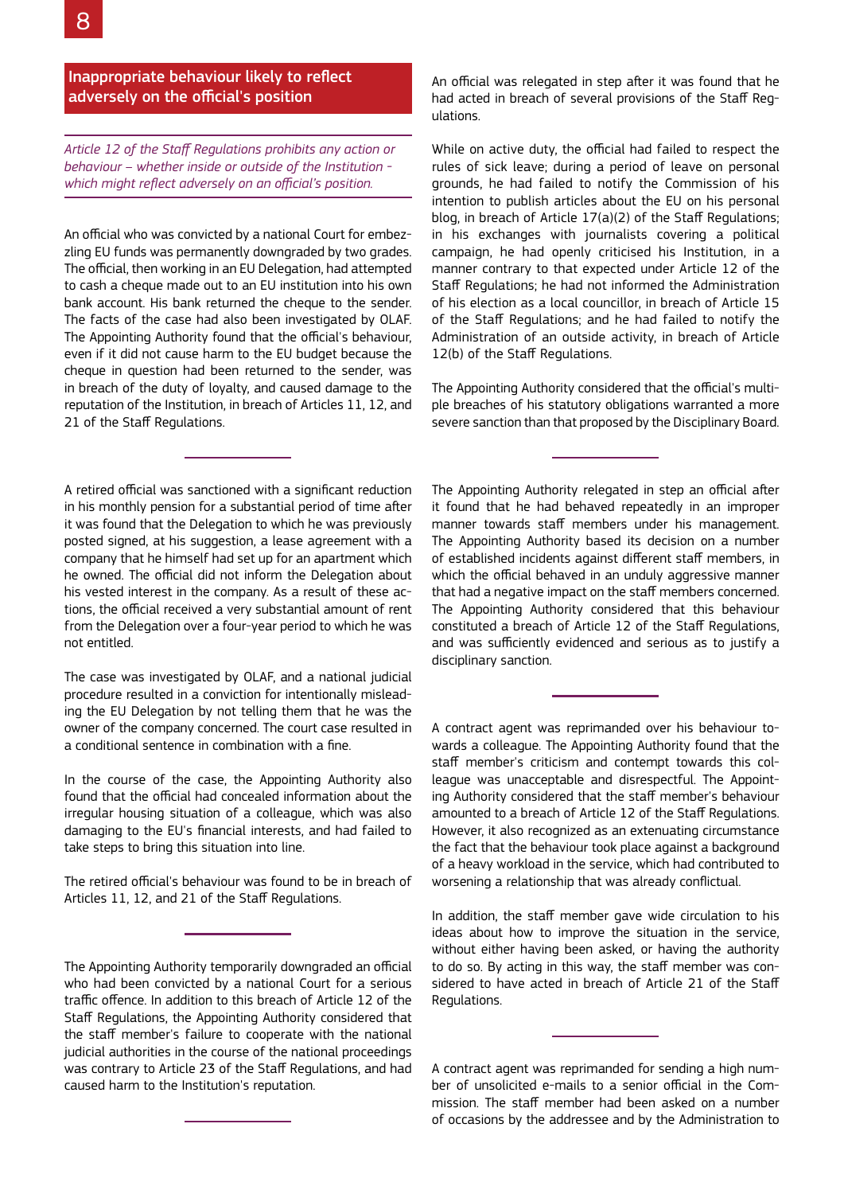## Inappropriate behaviour likely to reflect adversely on the official's position

*Article 12 of the Staff Regulations prohibits any action or behaviour – whether inside or outside of the Institution - which might reflect adversely on an official's position.*

An official who was convicted by a national Court for embezzling EU funds was permanently downgraded by two grades. The official, then working in an EU Delegation, had attempted to cash a cheque made out to an EU institution into his own bank account. His bank returned the cheque to the sender. The facts of the case had also been investigated by OLAF. The Appointing Authority found that the official's behaviour, even if it did not cause harm to the EU budget because the cheque in question had been returned to the sender, was in breach of the duty of loyalty, and caused damage to the reputation of the Institution, in breach of Articles 11, 12, and 21 of the Staff Regulations.

---

A retired official was sanctioned with a significant reduction in his monthly pension for a substantial period of time after it was found that the Delegation to which he was previously posted signed, at his suggestion, a lease agreement with a company that he himself had set up for an apartment which he owned. The official did not inform the Delegation about his vested interest in the company. As a result of these actions, the official received a very substantial amount of rent from the Delegation over a four-year period to which he was not entitled.

The case was investigated by OLAF, and a national judicial procedure resulted in a conviction for intentionally misleading the EU Delegation by not telling them that he was the owner of the company concerned. The court case resulted in a conditional sentence in combination with a fine.

In the course of the case, the Appointing Authority also found that the official had concealed information about the irregular housing situation of a colleague, which was also damaging to the EU's financial interests, and had failed to take steps to bring this situation into line.

The retired official's behaviour was found to be in breach of Articles 11, 12, and 21 of the Staff Regulations.

---

The Appointing Authority temporarily downgraded an official who had been convicted by a national Court for a serious traffic offence. In addition to this breach of Article 12 of the Staff Regulations, the Appointing Authority considered that the staff member's failure to cooperate with the national judicial authorities in the course of the national proceedings was contrary to Article 23 of the Staff Regulations, and had caused harm to the Institution's reputation.

---

An official was relegated in step after it was found that he had acted in breach of several provisions of the Staff Regulations.

While on active duty, the official had failed to respect the rules of sick leave; during a period of leave on personal grounds, he had failed to notify the Commission of his intention to publish articles about the EU on his personal blog, in breach of Article 17(a)(2) of the Staff Regulations; in his exchanges with journalists covering a political campaign, he had openly criticised his Institution, in a manner contrary to that expected under Article 12 of the Staff Regulations; he had not informed the Administration of his election as a local councillor, in breach of Article 15 of the Staff Regulations; and he had failed to notify the Administration of an outside activity, in breach of Article 12(b) of the Staff Regulations.

The Appointing Authority considered that the official's multiple breaches of his statutory obligations warranted a more severe sanction than that proposed by the Disciplinary Board.

---

The Appointing Authority relegated in step an official after it found that he had behaved repeatedly in an improper manner towards staff members under his management. The Appointing Authority based its decision on a number of established incidents against different staff members, in which the official behaved in an unduly aggressive manner that had a negative impact on the staff members concerned. The Appointing Authority considered that this behaviour constituted a breach of Article 12 of the Staff Regulations, and was sufficiently evidenced and serious as to justify a disciplinary sanction.

---

A contract agent was reprimanded over his behaviour towards a colleague. The Appointing Authority found that the staff member's criticism and contempt towards this colleague was unacceptable and disrespectful. The Appointing Authority considered that the staff member's behaviour amounted to a breach of Article 12 of the Staff Regulations. However, it also recognized as an extenuating circumstance the fact that the behaviour took place against a background of a heavy workload in the service, which had contributed to worsening a relationship that was already conflictual.

In addition, the staff member gave wide circulation to his ideas about how to improve the situation in the service, without either having been asked, or having the authority to do so. By acting in this way, the staff member was considered to have acted in breach of Article 21 of the Staff Regulations.

---

A contract agent was reprimanded for sending a high number of unsolicited e-mails to a senior official in the Commission. The staff member had been asked on a number of occasions by the addressee and by the Administration to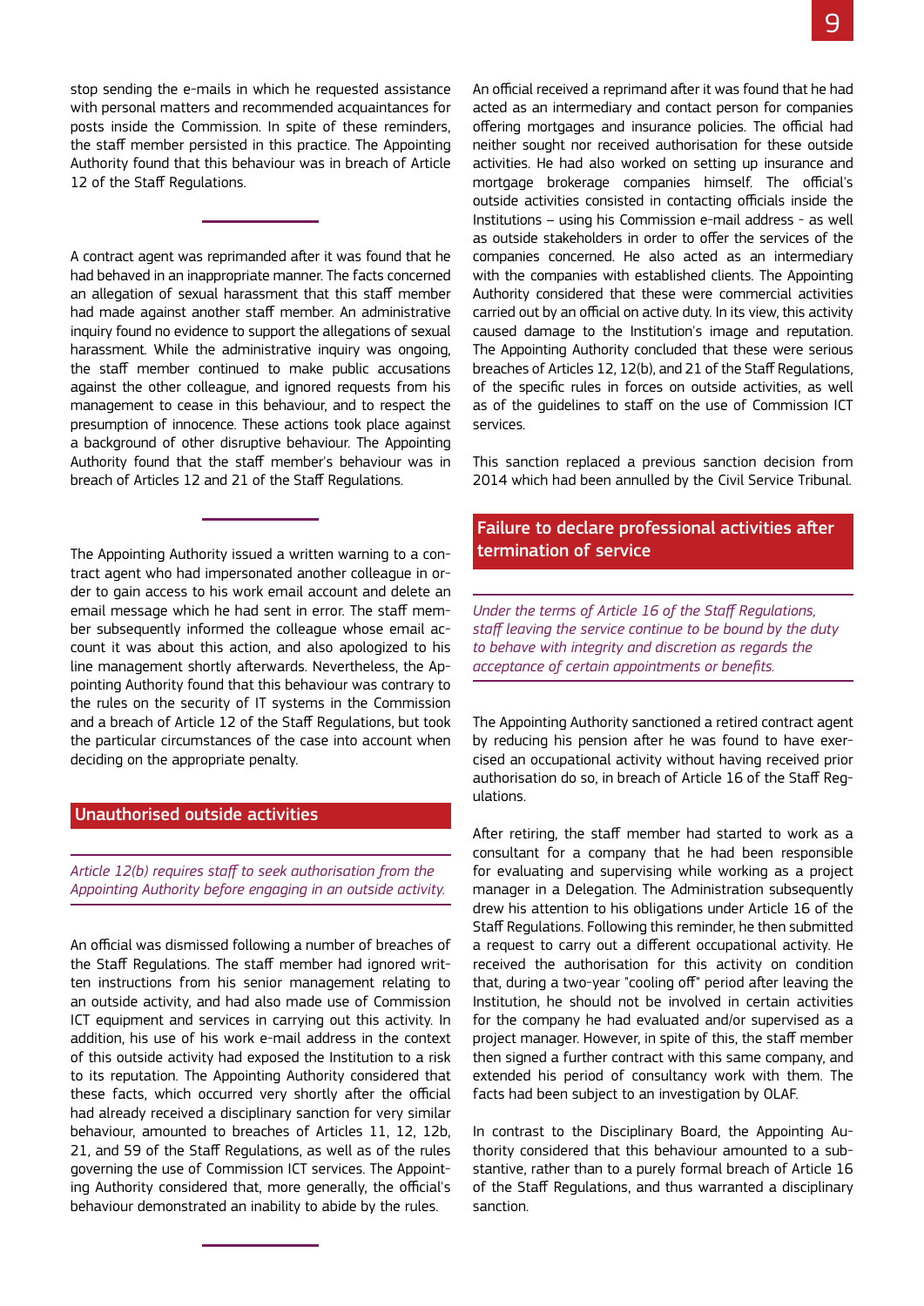stop sending the e-mails in which he requested assistance with personal matters and recommended acquaintances for posts inside the Commission. In spite of these reminders, the staff member persisted in this practice. The Appointing Authority found that this behaviour was in breach of Article 12 of the Staff Regulations.

---

A contract agent was reprimanded after it was found that he had behaved in an inappropriate manner. The facts concerned an allegation of sexual harassment that this staff member had made against another staff member. An administrative inquiry found no evidence to support the allegations of sexual harassment. While the administrative inquiry was ongoing, the staff member continued to make public accusations against the other colleague, and ignored requests from his management to cease in this behaviour, and to respect the presumption of innocence. These actions took place against a background of other disruptive behaviour. The Appointing Authority found that the staff member's behaviour was in breach of Articles 12 and 21 of the Staff Regulations.

---

The Appointing Authority issued a written warning to a contract agent who had impersonated another colleague in order to gain access to his work email account and delete an email message which he had sent in error. The staff member subsequently informed the colleague whose email account it was about this action, and also apologized to his line management shortly afterwards. Nevertheless, the Appointing Authority found that this behaviour was contrary to the rules on the security of IT systems in the Commission and a breach of Article 12 of the Staff Regulations, but took the particular circumstances of the case into account when deciding on the appropriate penalty.

## Unauthorised outside activities

*Article 12(b) requires staff to seek authorisation from the Appointing Authority before engaging in an outside activity.*

An official was dismissed following a number of breaches of the Staff Regulations. The staff member had ignored written instructions from his senior management relating to an outside activity, and had also made use of Commission ICT equipment and services in carrying out this activity. In addition, his use of his work e-mail address in the context of this outside activity had exposed the Institution to a risk to its reputation. The Appointing Authority considered that these facts, which occurred very shortly after the official had already received a disciplinary sanction for very similar behaviour, amounted to breaches of Articles 11, 12, 12b, 21, and 59 of the Staff Regulations, as well as of the rules governing the use of Commission ICT services. The Appointing Authority considered that, more generally, the official's behaviour demonstrated an inability to abide by the rules.

---

An official received a reprimand after it was found that he had acted as an intermediary and contact person for companies offering mortgages and insurance policies. The official had neither sought nor received authorisation for these outside activities. He had also worked on setting up insurance and mortgage brokerage companies himself. The official's outside activities consisted in contacting officials inside the Institutions – using his Commission e-mail address - as well as outside stakeholders in order to offer the services of the companies concerned. He also acted as an intermediary with the companies with established clients. The Appointing Authority considered that these were commercial activities carried out by an official on active duty. In its view, this activity caused damage to the Institution's image and reputation. The Appointing Authority concluded that these were serious breaches of Articles 12, 12(b), and 21 of the Staff Regulations, of the specific rules in forces on outside activities, as well as of the guidelines to staff on the use of Commission ICT services.

This sanction replaced a previous sanction decision from 2014 which had been annulled by the Civil Service Tribunal.

## Failure to declare professional activities after termination of service

*Under the terms of Article 16 of the Staff Regulations, staff leaving the service continue to be bound by the duty to behave with integrity and discretion as regards the acceptance of certain appointments or benefits.*

The Appointing Authority sanctioned a retired contract agent by reducing his pension after he was found to have exercised an occupational activity without having received prior authorisation do so, in breach of Article 16 of the Staff Regulations.

After retiring, the staff member had started to work as a consultant for a company that he had been responsible for evaluating and supervising while working as a project manager in a Delegation. The Administration subsequently drew his attention to his obligations under Article 16 of the Staff Regulations. Following this reminder, he then submitted a request to carry out a different occupational activity. He received the authorisation for this activity on condition that, during a two-year "cooling off" period after leaving the Institution, he should not be involved in certain activities for the company he had evaluated and/or supervised as a project manager. However, in spite of this, the staff member then signed a further contract with this same company, and extended his period of consultancy work with them. The facts had been subject to an investigation by OLAF.

In contrast to the Disciplinary Board, the Appointing Authority considered that this behaviour amounted to a substantive, rather than to a purely formal breach of Article 16 of the Staff Regulations, and thus warranted a disciplinary sanction.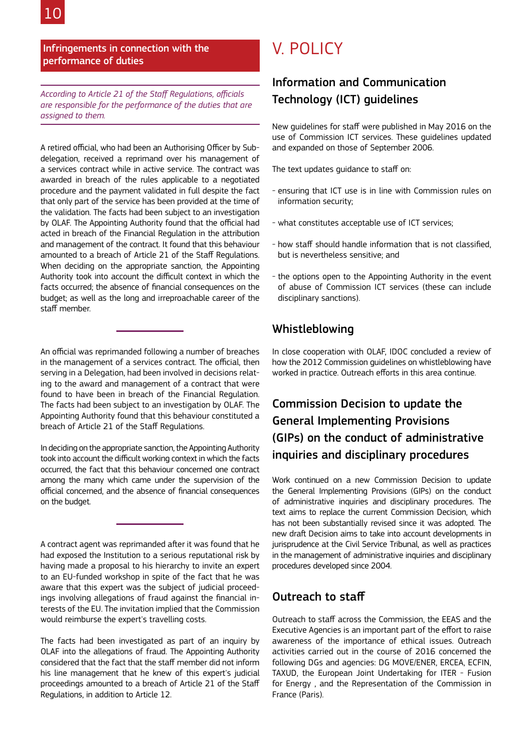## Infringements in connection with the performance of duties

*According to Article 21 of the Staff Regulations, officials are responsible for the performance of the duties that are assigned to them.*

A retired official, who had been an Authorising Officer by Sub-delegation, received a reprimand over his management of a services contract while in active service. The contract was awarded in breach of the rules applicable to a negotiated procedure and the payment validated in full despite the fact that only part of the service has been provided at the time of the validation. The facts had been subject to an investigation by OLAF. The Appointing Authority found that the official had acted in breach of the Financial Regulation in the attribution and management of the contract. It found that this behaviour amounted to a breach of Article 21 of the Staff Regulations. When deciding on the appropriate sanction, the Appointing Authority took into account the difficult context in which the facts occurred; the absence of financial consequences on the budget; as well as the long and irreproachable career of the staff member.

---

An official was reprimanded following a number of breaches in the management of a services contract. The official, then serving in a Delegation, had been involved in decisions relating to the award and management of a contract that were found to have been in breach of the Financial Regulation. The facts had been subject to an investigation by OLAF. The Appointing Authority found that this behaviour constituted a breach of Article 21 of the Staff Regulations.

In deciding on the appropriate sanction, the Appointing Authority took into account the difficult working context in which the facts occurred, the fact that this behaviour concerned one contract among the many which came under the supervision of the official concerned, and the absence of financial consequences on the budget.

---

A contract agent was reprimanded after it was found that he had exposed the Institution to a serious reputational risk by having made a proposal to his hierarchy to invite an expert to an EU-funded workshop in spite of the fact that he was aware that this expert was the subject of judicial proceedings involving allegations of fraud against the financial interests of the EU. The invitation implied that the Commission would reimburse the expert's travelling costs.

The facts had been investigated as part of an inquiry by OLAF into the allegations of fraud. The Appointing Authority considered that the fact that the staff member did not inform his line management that he knew of this expert's judicial proceedings amounted to a breach of Article 21 of the Staff Regulations, in addition to Article 12.

# V. POLICY

## Information and Communication Technology (ICT) guidelines

New guidelines for staff were published in May 2016 on the use of Commission ICT services. These guidelines updated and expanded on those of September 2006.

The text updates guidance to staff on:

- ensuring that ICT use is in line with Commission rules on information security;
- what constitutes acceptable use of ICT services;
- how staff should handle information that is not classified, but is nevertheless sensitive; and
- the options open to the Appointing Authority in the event of abuse of Commission ICT services (these can include disciplinary sanctions).

## Whistleblowing

In close cooperation with OLAF, IDOC concluded a review of how the 2012 Commission guidelines on whistleblowing have worked in practice. Outreach efforts in this area continue.

## Commission Decision to update the General Implementing Provisions (GIPs) on the conduct of administrative inquiries and disciplinary procedures

Work continued on a new Commission Decision to update the General Implementing Provisions (GIPs) on the conduct of administrative inquiries and disciplinary procedures. The text aims to replace the current Commission Decision, which has not been substantially revised since it was adopted. The new draft Decision aims to take into account developments in jurisprudence at the Civil Service Tribunal, as well as practices in the management of administrative inquiries and disciplinary procedures developed since 2004.

## Outreach to staff

Outreach to staff across the Commission, the EEAS and the Executive Agencies is an important part of the effort to raise awareness of the importance of ethical issues. Outreach activities carried out in the course of 2016 concerned the following DGs and agencies: DG MOVE/ENER, ERCEA, ECFIN, TAXUD, the European Joint Undertaking for ITER - Fusion for Energy , and the Representation of the Commission in France (Paris).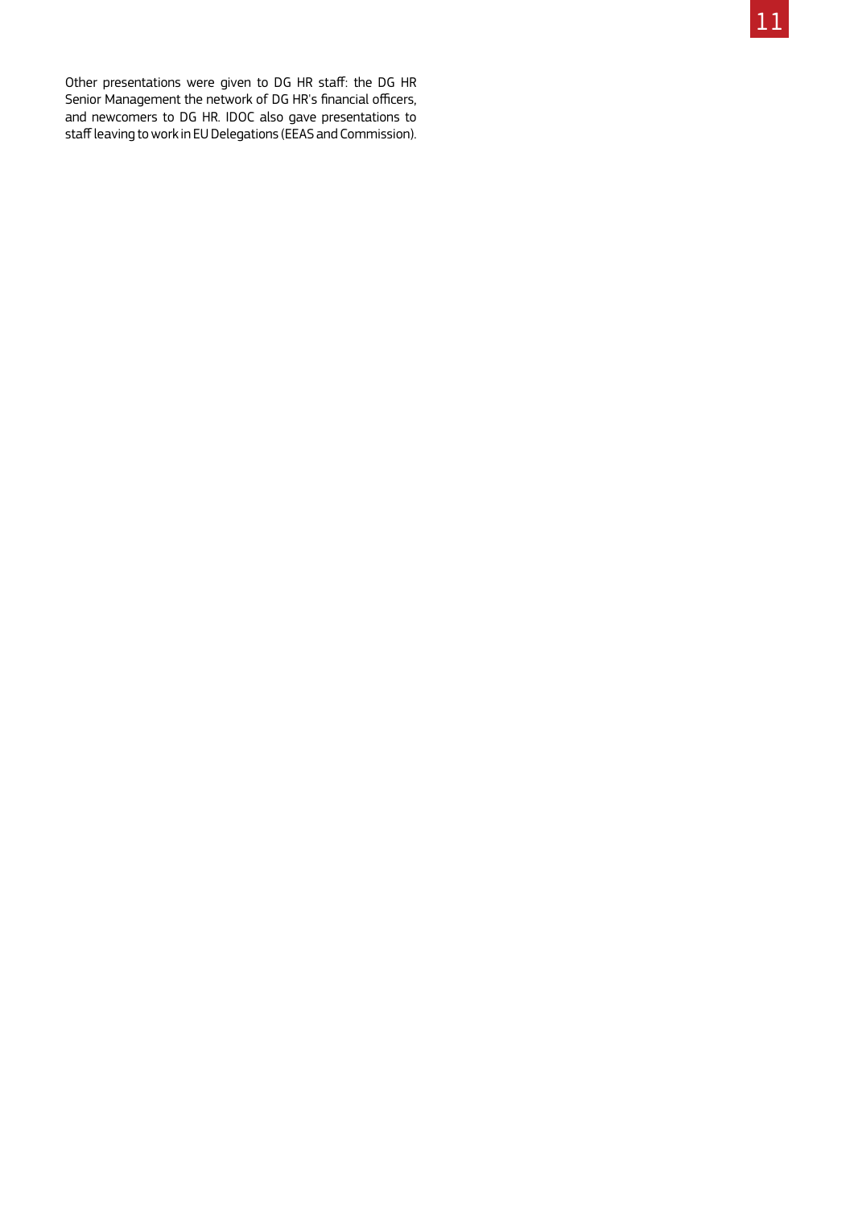Other presentations were given to DG HR staff: the DG HR Senior Management the network of DG HR's financial officers, and newcomers to DG HR. IDOC also gave presentations to staff leaving to work in EU Delegations (EEAS and Commission).